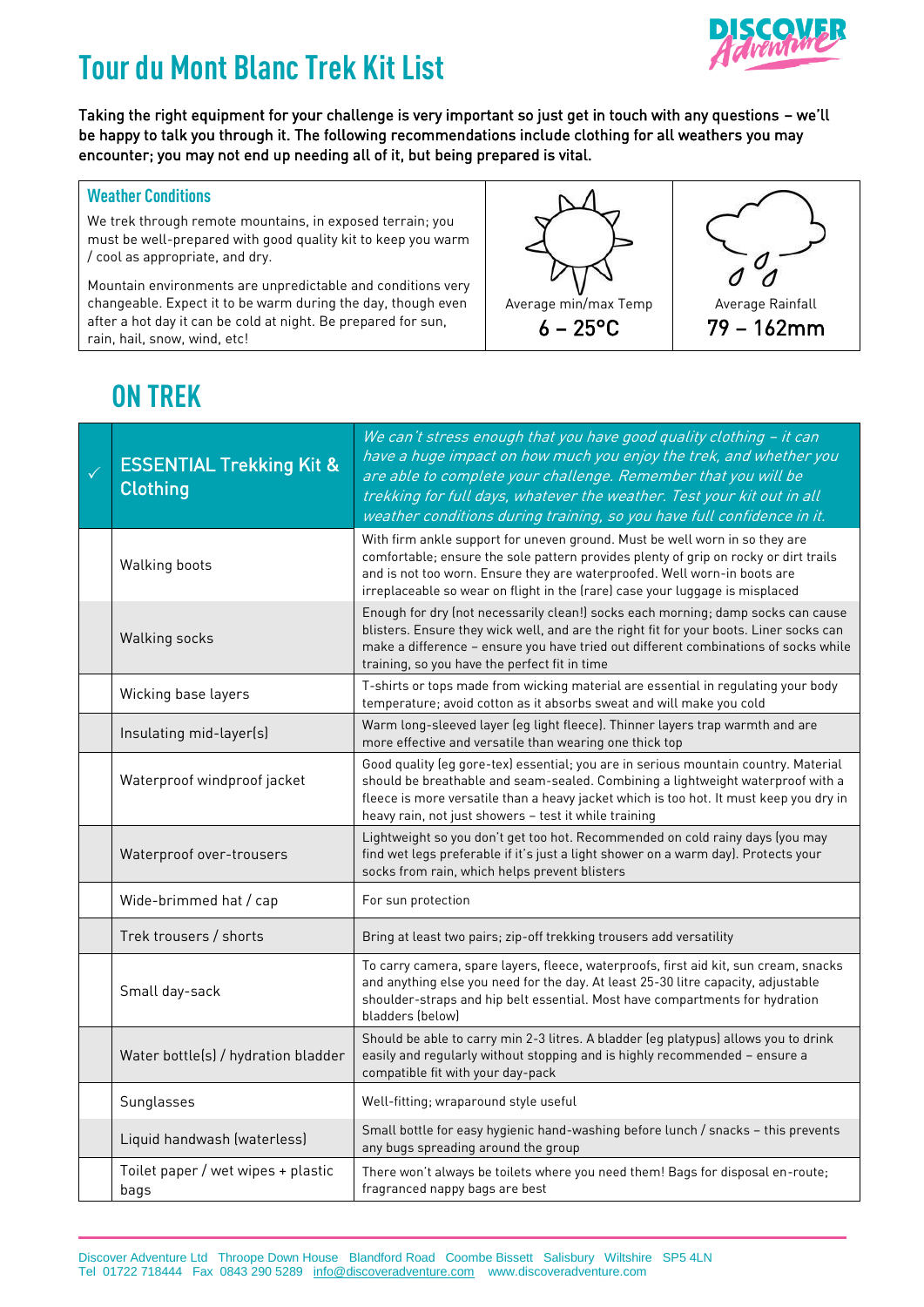# Tour du Mont Blanc Trek Kit List

**Taking the right equipment for your challenge is very important so just get in touch with any questions – we'll be happy to talk you through it. The following recommendations include clothing for all weathers you may encounter; you may not end up needing all of it, but being prepared is vital.**

### Weather Conditions

We trek through remote mountains, in exposed terrain; you must be well-prepared with good quality kit to keep you warm / cool as appropriate, and dry.

Mountain environments are unpredictable and conditions very changeable. Expect it to be warm during the day, though even after a hot day it can be cold at night. Be prepared for sun, rain, hail, snow, wind, etc!

| Average min/max Temp | Average Rainfall |
| --- | --- |
| **6 – 25°C** | **79 – 162mm** |

## ON TREK

| ✓ | ESSENTIAL Trekking Kit & Clothing | *We can't stress enough that you have good quality clothing – it can have a huge impact on how much you enjoy the trek, and whether you are able to complete your challenge. Remember that you will be trekking for full days, whatever the weather. Test your kit out in all weather conditions during training, so you have full confidence in it.* |
| --- | --- | --- |
| | Walking boots | With firm ankle support for uneven ground. Must be well worn in so they are comfortable; ensure the sole pattern provides plenty of grip on rocky or dirt trails and is not too worn. Ensure they are waterproofed. Well worn-in boots are irreplaceable so wear on flight in the (rare) case your luggage is misplaced |
| | Walking socks | Enough for dry (not necessarily clean!) socks each morning; damp socks can cause blisters. Ensure they wick well, and are the right fit for your boots. Liner socks can make a difference – ensure you have tried out different combinations of socks while training, so you have the perfect fit in time |
| | Wicking base layers | T-shirts or tops made from wicking material are essential in regulating your body temperature; avoid cotton as it absorbs sweat and will make you cold |
| | Insulating mid-layer(s) | Warm long-sleeved layer (eg light fleece). Thinner layers trap warmth and are more effective and versatile than wearing one thick top |
| | Waterproof windproof jacket | Good quality (eg gore-tex) essential; you are in serious mountain country. Material should be breathable and seam-sealed. Combining a lightweight waterproof with a fleece is more versatile than a heavy jacket which is too hot. It must keep you dry in heavy rain, not just showers – test it while training |
| | Waterproof over-trousers | Lightweight so you don't get too hot. Recommended on cold rainy days (you may find wet legs preferable if it's just a light shower on a warm day). Protects your socks from rain, which helps prevent blisters |
| | Wide-brimmed hat / cap | For sun protection |
| | Trek trousers / shorts | Bring at least two pairs; zip-off trekking trousers add versatility |
| | Small day-sack | To carry camera, spare layers, fleece, waterproofs, first aid kit, sun cream, snacks and anything else you need for the day. At least 25-30 litre capacity, adjustable shoulder-straps and hip belt essential. Most have compartments for hydration bladders (below) |
| | Water bottle(s) / hydration bladder | Should be able to carry min 2-3 litres. A bladder (eg platypus) allows you to drink easily and regularly without stopping and is highly recommended – ensure a compatible fit with your day-pack |
| | Sunglasses | Well-fitting; wraparound style useful |
| | Liquid handwash (waterless) | Small bottle for easy hygienic hand-washing before lunch / snacks – this prevents any bugs spreading around the group |
| | Toilet paper / wet wipes + plastic bags | There won't always be toilets where you need them! Bags for disposal en-route; fragranced nappy bags are best |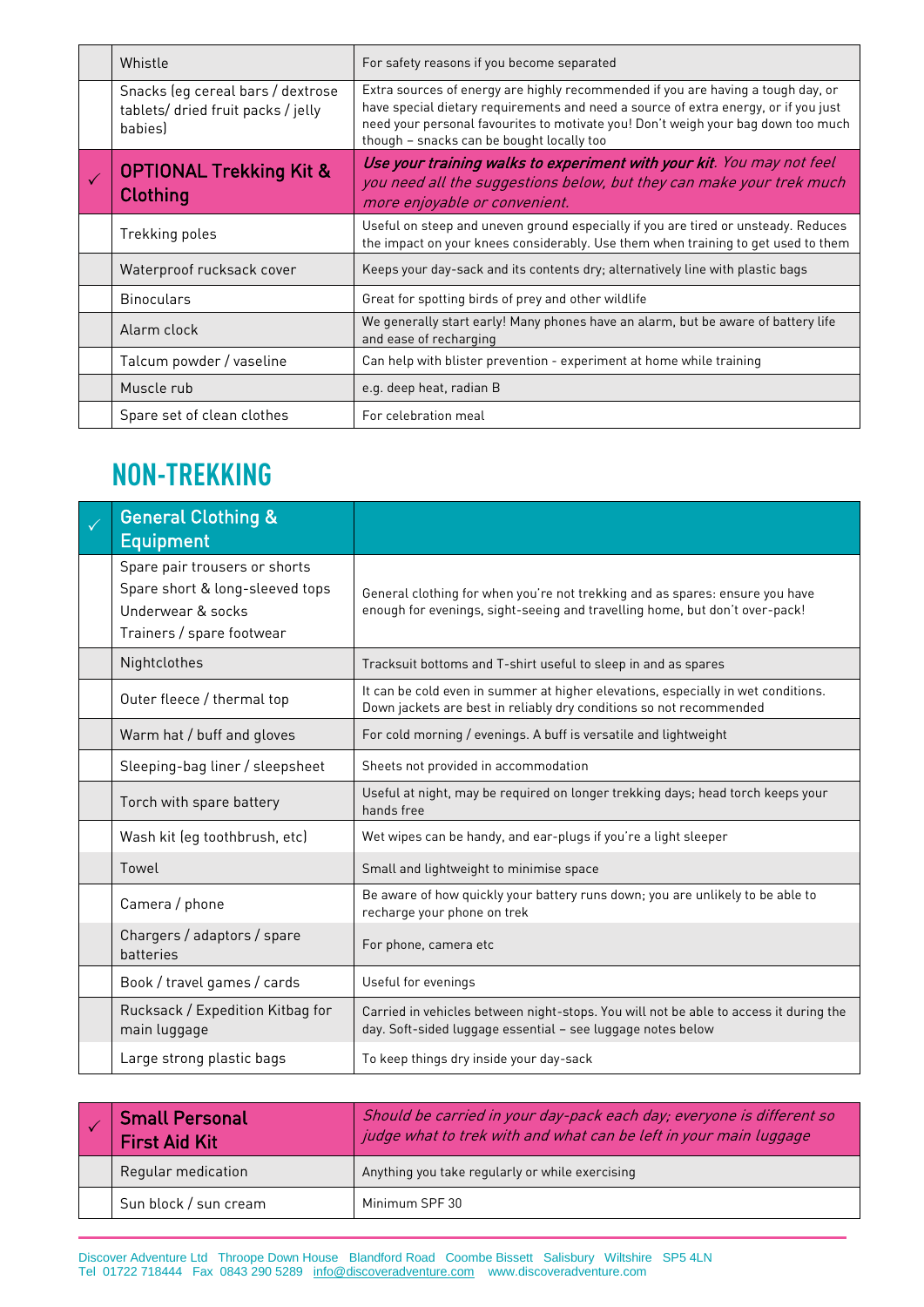| | | |
|---|---|---|
| | Whistle | For safety reasons if you become separated |
| | Snacks (eg cereal bars / dextrose tablets/ dried fruit packs / jelly babies) | Extra sources of energy are highly recommended if you are having a tough day, or have special dietary requirements and need a source of extra energy, or if you just need your personal favourites to motivate you! Don't weigh your bag down too much though – snacks can be bought locally too |
| ✓ | **OPTIONAL Trekking Kit & Clothing** | ***Use your training walks to experiment with your kit**. You may not feel you need all the suggestions below, but they can make your trek much more enjoyable or convenient.* |
| | Trekking poles | Useful on steep and uneven ground especially if you are tired or unsteady. Reduces the impact on your knees considerably. Use them when training to get used to them |
| | Waterproof rucksack cover | Keeps your day-sack and its contents dry; alternatively line with plastic bags |
| | Binoculars | Great for spotting birds of prey and other wildlife |
| | Alarm clock | We generally start early! Many phones have an alarm, but be aware of battery life and ease of recharging |
| | Talcum powder / vaseline | Can help with blister prevention - experiment at home while training |
| | Muscle rub | e.g. deep heat, radian B |
| | Spare set of clean clothes | For celebration meal |

## NON-TREKKING

| ✓ | General Clothing & Equipment | |
|---|---|---|
| | Spare pair trousers or shorts<br>Spare short & long-sleeved tops<br>Underwear & socks<br>Trainers / spare footwear | General clothing for when you're not trekking and as spares: ensure you have enough for evenings, sight-seeing and travelling home, but don't over-pack! |
| | Nightclothes | Tracksuit bottoms and T-shirt useful to sleep in and as spares |
| | Outer fleece / thermal top | It can be cold even in summer at higher elevations, especially in wet conditions. Down jackets are best in reliably dry conditions so not recommended |
| | Warm hat / buff and gloves | For cold morning / evenings. A buff is versatile and lightweight |
| | Sleeping-bag liner / sleepsheet | Sheets not provided in accommodation |
| | Torch with spare battery | Useful at night, may be required on longer trekking days; head torch keeps your hands free |
| | Wash kit (eg toothbrush, etc) | Wet wipes can be handy, and ear-plugs if you're a light sleeper |
| | Towel | Small and lightweight to minimise space |
| | Camera / phone | Be aware of how quickly your battery runs down; you are unlikely to be able to recharge your phone on trek |
| | Chargers / adaptors / spare batteries | For phone, camera etc |
| | Book / travel games / cards | Useful for evenings |
| | Rucksack / Expedition Kitbag for main luggage | Carried in vehicles between night-stops. You will not be able to access it during the day. Soft-sided luggage essential – see luggage notes below |
| | Large strong plastic bags | To keep things dry inside your day-sack |

| ✓ | **Small Personal First Aid Kit** | *Should be carried in your day-pack each day; everyone is different so judge what to trek with and what can be left in your main luggage* |
|---|---|---|
| | Regular medication | Anything you take regularly or while exercising |
| | Sun block / sun cream | Minimum SPF 30 |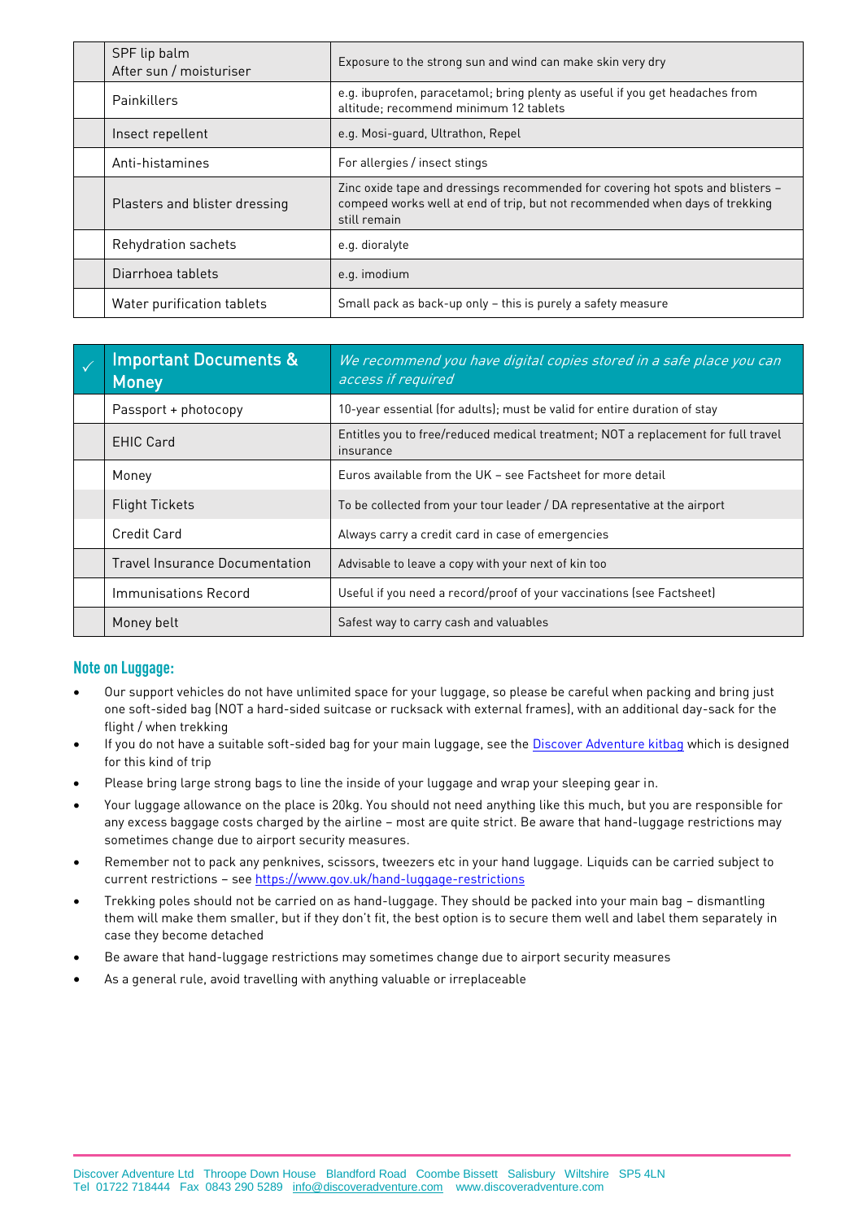| | | |
|---|---|---|
| | SPF lip balm<br>After sun / moisturiser | Exposure to the strong sun and wind can make skin very dry |
| | Painkillers | e.g. ibuprofen, paracetamol; bring plenty as useful if you get headaches from altitude; recommend minimum 12 tablets |
| | Insect repellent | e.g. Mosi-guard, Ultrathon, Repel |
| | Anti-histamines | For allergies / insect stings |
| | Plasters and blister dressing | Zinc oxide tape and dressings recommended for covering hot spots and blisters – compeed works well at end of trip, but not recommended when days of trekking still remain |
| | Rehydration sachets | e.g. dioralyte |
| | Diarrhoea tablets | e.g. imodium |
| | Water purification tablets | Small pack as back-up only – this is purely a safety measure |

| ✓ | Important Documents & Money | *We recommend you have digital copies stored in a safe place you can access if required* |
|---|---|---|
| | Passport + photocopy | 10-year essential (for adults); must be valid for entire duration of stay |
| | EHIC Card | Entitles you to free/reduced medical treatment; NOT a replacement for full travel insurance |
| | Money | Euros available from the UK – see Factsheet for more detail |
| | Flight Tickets | To be collected from your tour leader / DA representative at the airport |
| | Credit Card | Always carry a credit card in case of emergencies |
| | Travel Insurance Documentation | Advisable to leave a copy with your next of kin too |
| | Immunisations Record | Useful if you need a record/proof of your vaccinations (see Factsheet) |
| | Money belt | Safest way to carry cash and valuables |

### Note on Luggage:

- Our support vehicles do not have unlimited space for your luggage, so please be careful when packing and bring just one soft-sided bag (NOT a hard-sided suitcase or rucksack with external frames), with an additional day-sack for the flight / when trekking
- If you do not have a suitable soft-sided bag for your main luggage, see the Discover Adventure kitbag which is designed for this kind of trip
- Please bring large strong bags to line the inside of your luggage and wrap your sleeping gear in.
- Your luggage allowance on the place is 20kg. You should not need anything like this much, but you are responsible for any excess baggage costs charged by the airline – most are quite strict. Be aware that hand-luggage restrictions may sometimes change due to airport security measures.
- Remember not to pack any penknives, scissors, tweezers etc in your hand luggage. Liquids can be carried subject to current restrictions – see https://www.gov.uk/hand-luggage-restrictions
- Trekking poles should not be carried on as hand-luggage. They should be packed into your main bag – dismantling them will make them smaller, but if they don't fit, the best option is to secure them well and label them separately in case they become detached
- Be aware that hand-luggage restrictions may sometimes change due to airport security measures
- As a general rule, avoid travelling with anything valuable or irreplaceable